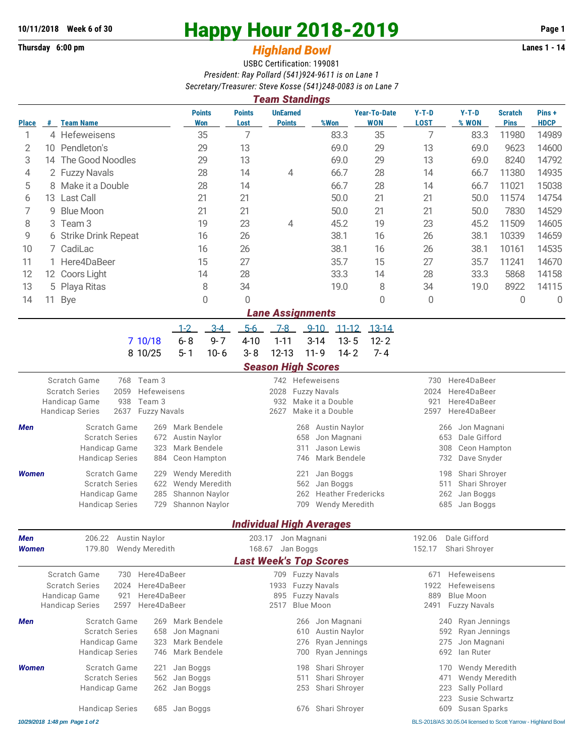10/11/2018 Week 6 of 30

# Happy Hour 2018-2019

## *Highland Bowl*

Thursday 6:00 pm — Lanes 1 - 14

USBC Certification: 199081

*President: Ray Pollard (541)924-9611 is on Lane 1*

*Secretary/Treasurer: Steve Kosse (541)248-0083 is on Lane 7*

## *Team Standings*

| Place | # | Team Name | Points Won | Points Lost | UnEarned Points | %Won | Year-To-Date WON | Y-T-D LOST | Y-T-D % WON | Scratch Pins | Pins + HDCP |
|---|---|---|---|---|---|---|---|---|---|---|---|
| 1 | 4 | Hefeweisens | 35 | 7 | | 83.3 | 35 | 7 | 83.3 | 11980 | 14989 |
| 2 | 10 | Pendleton's | 29 | 13 | | 69.0 | 29 | 13 | 69.0 | 9623 | 14600 |
| 3 | 14 | The Good Noodles | 29 | 13 | | 69.0 | 29 | 13 | 69.0 | 8240 | 14792 |
| 4 | 2 | Fuzzy Navals | 28 | 14 | 4 | 66.7 | 28 | 14 | 66.7 | 11380 | 14935 |
| 5 | 8 | Make it a Double | 28 | 14 | | 66.7 | 28 | 14 | 66.7 | 11021 | 15038 |
| 6 | 13 | Last Call | 21 | 21 | | 50.0 | 21 | 21 | 50.0 | 11574 | 14754 |
| 7 | 9 | Blue Moon | 21 | 21 | | 50.0 | 21 | 21 | 50.0 | 7830 | 14529 |
| 8 | 3 | Team 3 | 19 | 23 | 4 | 45.2 | 19 | 23 | 45.2 | 11509 | 14605 |
| 9 | 6 | Strike Drink Repeat | 16 | 26 | | 38.1 | 16 | 26 | 38.1 | 10339 | 14659 |
| 10 | 7 | CadiLac | 16 | 26 | | 38.1 | 16 | 26 | 38.1 | 10161 | 14535 |
| 11 | 1 | Here4DaBeer | 15 | 27 | | 35.7 | 15 | 27 | 35.7 | 11241 | 14670 |
| 12 | 12 | Coors Light | 14 | 28 | | 33.3 | 14 | 28 | 33.3 | 5868 | 14158 |
| 13 | 5 | Playa Ritas | 8 | 34 | | 19.0 | 8 | 34 | 19.0 | 8922 | 14115 |
| 14 | 11 | Bye | 0 | 0 | | | 0 | 0 | | 0 | 0 |

## *Lane Assignments*

| | 1-2 | 3-4 | 5-6 | 7-8 | 9-10 | 11-12 | 13-14 |
|---|---|---|---|---|---|---|---|
| 7 10/18 | 6- 8 | 9- 7 | 4-10 | 1-11 | 3-14 | 13- 5 | 12- 2 |
| 8 10/25 | 5- 1 | 10- 6 | 3- 8 | 12-13 | 11- 9 | 14- 2 | 7- 4 |

## *Season High Scores*

| | | | | | | |
|---|---|---|---|---|---|---|
| Scratch Game | 768 | Team 3 | 742 | Hefeweisens | 730 | Here4DaBeer |
| Scratch Series | 2059 | Hefeweisens | 2028 | Fuzzy Navals | 2024 | Here4DaBeer |
| Handicap Game | 938 | Team 3 | 932 | Make it a Double | 921 | Here4DaBeer |
| Handicap Series | 2637 | Fuzzy Navals | 2627 | Make it a Double | 2597 | Here4DaBeer |

**Men**

| | | | | | | |
|---|---|---|---|---|---|---|
| Scratch Game | 269 | Mark Bendele | 268 | Austin Naylor | 266 | Jon Magnani |
| Scratch Series | 672 | Austin Naylor | 658 | Jon Magnani | 653 | Dale Gifford |
| Handicap Game | 323 | Mark Bendele | 311 | Jason Lewis | 308 | Ceon Hampton |
| Handicap Series | 884 | Ceon Hampton | 746 | Mark Bendele | 732 | Dave Snyder |

**Women**

| | | | | | | |
|---|---|---|---|---|---|---|
| Scratch Game | 229 | Wendy Meredith | 221 | Jan Boggs | 198 | Shari Shroyer |
| Scratch Series | 622 | Wendy Meredith | 562 | Jan Boggs | 511 | Shari Shroyer |
| Handicap Game | 285 | Shannon Naylor | 262 | Heather Fredericks | 262 | Jan Boggs |
| Handicap Series | 729 | Shannon Naylor | 709 | Wendy Meredith | 685 | Jan Boggs |

## *Individual High Averages*

| | | | | | | |
|---|---|---|---|---|---|---|
| **Men** | 206.22 | Austin Naylor | 203.17 | Jon Magnani | 192.06 | Dale Gifford |
| **Women** | 179.80 | Wendy Meredith | 168.67 | Jan Boggs | 152.17 | Shari Shroyer |

## *Last Week's Top Scores*

| | | | | | | |
|---|---|---|---|---|---|---|
| Scratch Game | 730 | Here4DaBeer | 709 | Fuzzy Navals | 671 | Hefeweisens |
| Scratch Series | 2024 | Here4DaBeer | 1933 | Fuzzy Navals | 1922 | Hefeweisens |
| Handicap Game | 921 | Here4DaBeer | 895 | Fuzzy Navals | 889 | Blue Moon |
| Handicap Series | 2597 | Here4DaBeer | 2517 | Blue Moon | 2491 | Fuzzy Navals |

**Men**

| | | | | | | |
|---|---|---|---|---|---|---|
| Scratch Game | 269 | Mark Bendele | 266 | Jon Magnani | 240 | Ryan Jennings |
| Scratch Series | 658 | Jon Magnani | 610 | Austin Naylor | 592 | Ryan Jennings |
| Handicap Game | 323 | Mark Bendele | 276 | Ryan Jennings | 275 | Jon Magnani |
| Handicap Series | 746 | Mark Bendele | 700 | Ryan Jennings | 692 | Ian Ruter |

**Women**

| | | | | | | |
|---|---|---|---|---|---|---|
| Scratch Game | 221 | Jan Boggs | 198 | Shari Shroyer | 170 | Wendy Meredith |
| Scratch Series | 562 | Jan Boggs | 511 | Shari Shroyer | 471 | Wendy Meredith |
| Handicap Game | 262 | Jan Boggs | 253 | Shari Shroyer | 223 | Sally Pollard |
| | | | | | 223 | Susie Schwartz |
| Handicap Series | 685 | Jan Boggs | 676 | Shari Shroyer | 609 | Susan Sparks |

*10/29/2018 1:48 pm* BLS-2018/AS 30.05.04 licensed to Scott Yarrow - Highland Bowl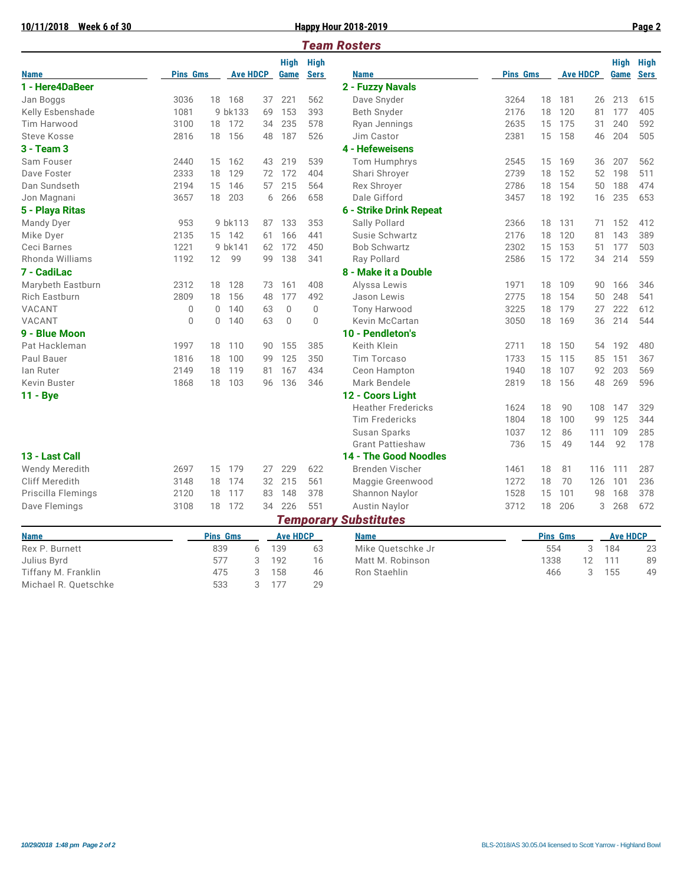## Team Rosters

| Name | Pins | Gms | Ave | HDCP | High Game | High Sers |
|---|---|---|---|---|---|---|
| **1 - Here4DaBeer** | | | | | | |
| Jan Boggs | 3036 | 18 | 168 | 37 | 221 | 562 |
| Kelly Esbenshade | 1081 | 9 | bk133 | 69 | 153 | 393 |
| Tim Harwood | 3100 | 18 | 172 | 34 | 235 | 578 |
| Steve Kosse | 2816 | 18 | 156 | 48 | 187 | 526 |
| **2 - Fuzzy Navals** | | | | | | |
| Dave Snyder | 3264 | 18 | 181 | 26 | 213 | 615 |
| Beth Snyder | 2176 | 18 | 120 | 81 | 177 | 405 |
| Ryan Jennings | 2635 | 15 | 175 | 31 | 240 | 592 |
| Jim Castor | 2381 | 15 | 158 | 46 | 204 | 505 |
| **3 - Team 3** | | | | | | |
| Sam Fouser | 2440 | 15 | 162 | 43 | 219 | 539 |
| Dave Foster | 2333 | 18 | 129 | 72 | 172 | 404 |
| Dan Sundseth | 2194 | 15 | 146 | 57 | 215 | 564 |
| Jon Magnani | 3657 | 18 | 203 | 6 | 266 | 658 |
| **4 - Hefeweisens** | | | | | | |
| Tom Humphrys | 2545 | 15 | 169 | 36 | 207 | 562 |
| Shari Shroyer | 2739 | 18 | 152 | 52 | 198 | 511 |
| Rex Shroyer | 2786 | 18 | 154 | 50 | 188 | 474 |
| Dale Gifford | 3457 | 18 | 192 | 16 | 235 | 653 |
| **5 - Playa Ritas** | | | | | | |
| Mandy Dyer | 953 | 9 | bk113 | 87 | 133 | 353 |
| Mike Dyer | 2135 | 15 | 142 | 61 | 166 | 441 |
| Ceci Barnes | 1221 | 9 | bk141 | 62 | 172 | 450 |
| Rhonda Williams | 1192 | 12 | 99 | 99 | 138 | 341 |
| **6 - Strike Drink Repeat** | | | | | | |
| Sally Pollard | 2366 | 18 | 131 | 71 | 152 | 412 |
| Susie Schwartz | 2176 | 18 | 120 | 81 | 143 | 389 |
| Bob Schwartz | 2302 | 15 | 153 | 51 | 177 | 503 |
| Ray Pollard | 2586 | 15 | 172 | 34 | 214 | 559 |
| **7 - CadiLac** | | | | | | |
| Marybeth Eastburn | 2312 | 18 | 128 | 73 | 161 | 408 |
| Rich Eastburn | 2809 | 18 | 156 | 48 | 177 | 492 |
| VACANT | 0 | 0 | 140 | 63 | 0 | 0 |
| VACANT | 0 | 0 | 140 | 63 | 0 | 0 |
| **8 - Make it a Double** | | | | | | |
| Alyssa Lewis | 1971 | 18 | 109 | 90 | 166 | 346 |
| Jason Lewis | 2775 | 18 | 154 | 50 | 248 | 541 |
| Tony Harwood | 3225 | 18 | 179 | 27 | 222 | 612 |
| Kevin McCartan | 3050 | 18 | 169 | 36 | 214 | 544 |
| **9 - Blue Moon** | | | | | | |
| Pat Hackleman | 1997 | 18 | 110 | 90 | 155 | 385 |
| Paul Bauer | 1816 | 18 | 100 | 99 | 125 | 350 |
| Ian Ruter | 2149 | 18 | 119 | 81 | 167 | 434 |
| Kevin Buster | 1868 | 18 | 103 | 96 | 136 | 346 |
| **10 - Pendleton's** | | | | | | |
| Keith Klein | 2711 | 18 | 150 | 54 | 192 | 480 |
| Tim Torcaso | 1733 | 15 | 115 | 85 | 151 | 367 |
| Ceon Hampton | 1940 | 18 | 107 | 92 | 203 | 569 |
| Mark Bendele | 2819 | 18 | 156 | 48 | 269 | 596 |
| **11 - Bye** | | | | | | |
| **12 - Coors Light** | | | | | | |
| Heather Fredericks | 1624 | 18 | 90 | 108 | 147 | 329 |
| Tim Fredericks | 1804 | 18 | 100 | 99 | 125 | 344 |
| Susan Sparks | 1037 | 12 | 86 | 111 | 109 | 285 |
| Grant Pattieshaw | 736 | 15 | 49 | 144 | 92 | 178 |
| **13 - Last Call** | | | | | | |
| Wendy Meredith | 2697 | 15 | 179 | 27 | 229 | 622 |
| Cliff Meredith | 3148 | 18 | 174 | 32 | 215 | 561 |
| Priscilla Flemings | 2120 | 18 | 117 | 83 | 148 | 378 |
| Dave Flemings | 3108 | 18 | 172 | 34 | 226 | 551 |
| **14 - The Good Noodles** | | | | | | |
| Brenden Vischer | 1461 | 18 | 81 | 116 | 111 | 287 |
| Maggie Greenwood | 1272 | 18 | 70 | 126 | 101 | 236 |
| Shannon Naylor | 1528 | 15 | 101 | 98 | 168 | 378 |
| Austin Naylor | 3712 | 18 | 206 | 3 | 268 | 672 |

## Temporary Substitutes

| Name | Pins | Gms | Ave | HDCP |
|---|---|---|---|---|
| Rex P. Burnett | 839 | 6 | 139 | 63 |
| Julius Byrd | 577 | 3 | 192 | 16 |
| Tiffany M. Franklin | 475 | 3 | 158 | 46 |
| Michael R. Quetschke | 533 | 3 | 177 | 29 |
| Mike Quetschke Jr | 554 | 3 | 184 | 23 |
| Matt M. Robinson | 1338 | 12 | 111 | 89 |
| Ron Staehlin | 466 | 3 | 155 | 49 |